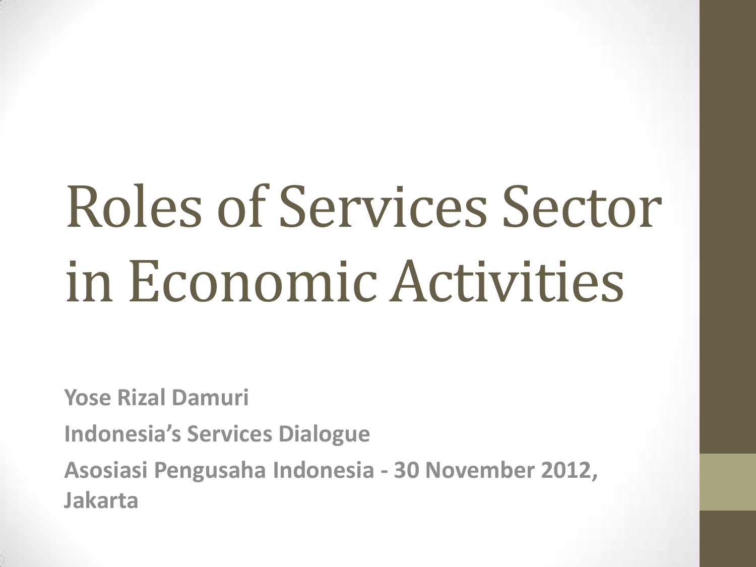# Roles of Services Sector in Economic Activities

**Yose Rizal Damuri**

**Indonesia's Services Dialogue**

**Asosiasi Pengusaha Indonesia - 30 November 2012, Jakarta**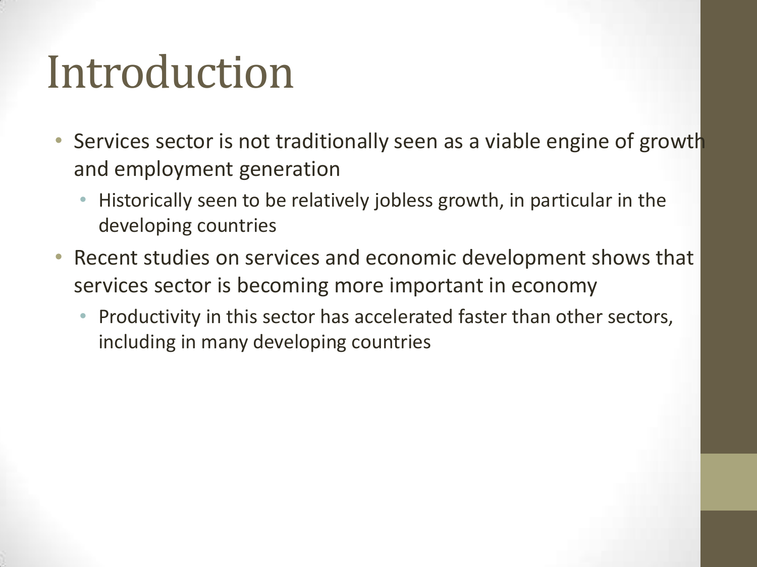# Introduction

- Services sector is not traditionally seen as a viable engine of growth and employment generation
  - Historically seen to be relatively jobless growth, in particular in the developing countries
- Recent studies on services and economic development shows that services sector is becoming more important in economy
  - Productivity in this sector has accelerated faster than other sectors, including in many developing countries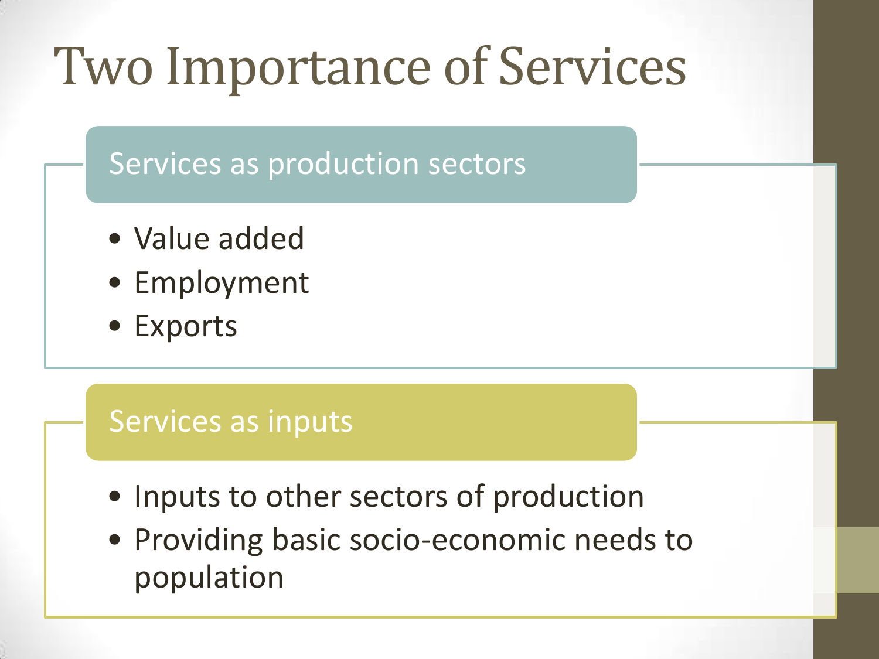# Two Importance of Services

## Services as production sectors

- Value added
- Employment
- Exports

## Services as inputs

- Inputs to other sectors of production
- Providing basic socio-economic needs to population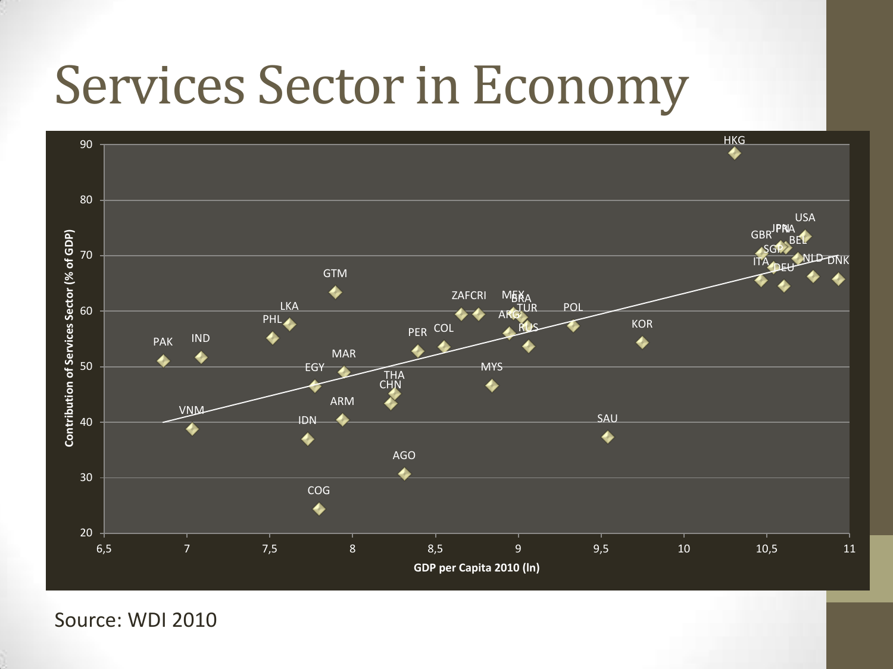# Services Sector in Economy

Source: WDI 2010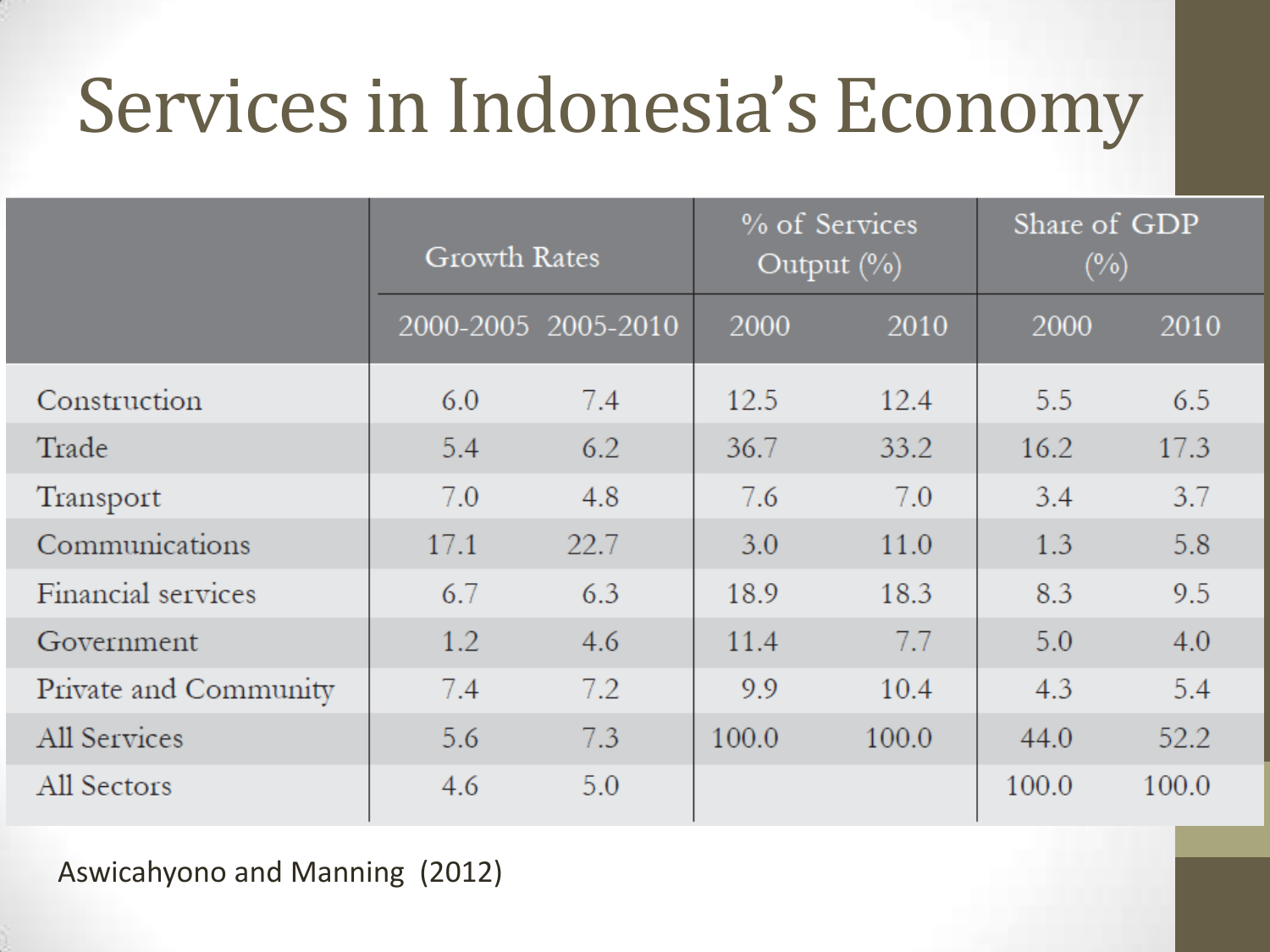# Services in Indonesia's Economy

| | Growth Rates | | % of Services Output (%) | | Share of GDP (%) | |
|---|---|---|---|---|---|---|
| | 2000-2005 | 2005-2010 | 2000 | 2010 | 2000 | 2010 |
| Construction | 6.0 | 7.4 | 12.5 | 12.4 | 5.5 | 6.5 |
| Trade | 5.4 | 6.2 | 36.7 | 33.2 | 16.2 | 17.3 |
| Transport | 7.0 | 4.8 | 7.6 | 7.0 | 3.4 | 3.7 |
| Communications | 17.1 | 22.7 | 3.0 | 11.0 | 1.3 | 5.8 |
| Financial services | 6.7 | 6.3 | 18.9 | 18.3 | 8.3 | 9.5 |
| Government | 1.2 | 4.6 | 11.4 | 7.7 | 5.0 | 4.0 |
| Private and Community | 7.4 | 7.2 | 9.9 | 10.4 | 4.3 | 5.4 |
| All Services | 5.6 | 7.3 | 100.0 | 100.0 | 44.0 | 52.2 |
| All Sectors | 4.6 | 5.0 | | | 100.0 | 100.0 |

Aswicahyono and Manning (2012)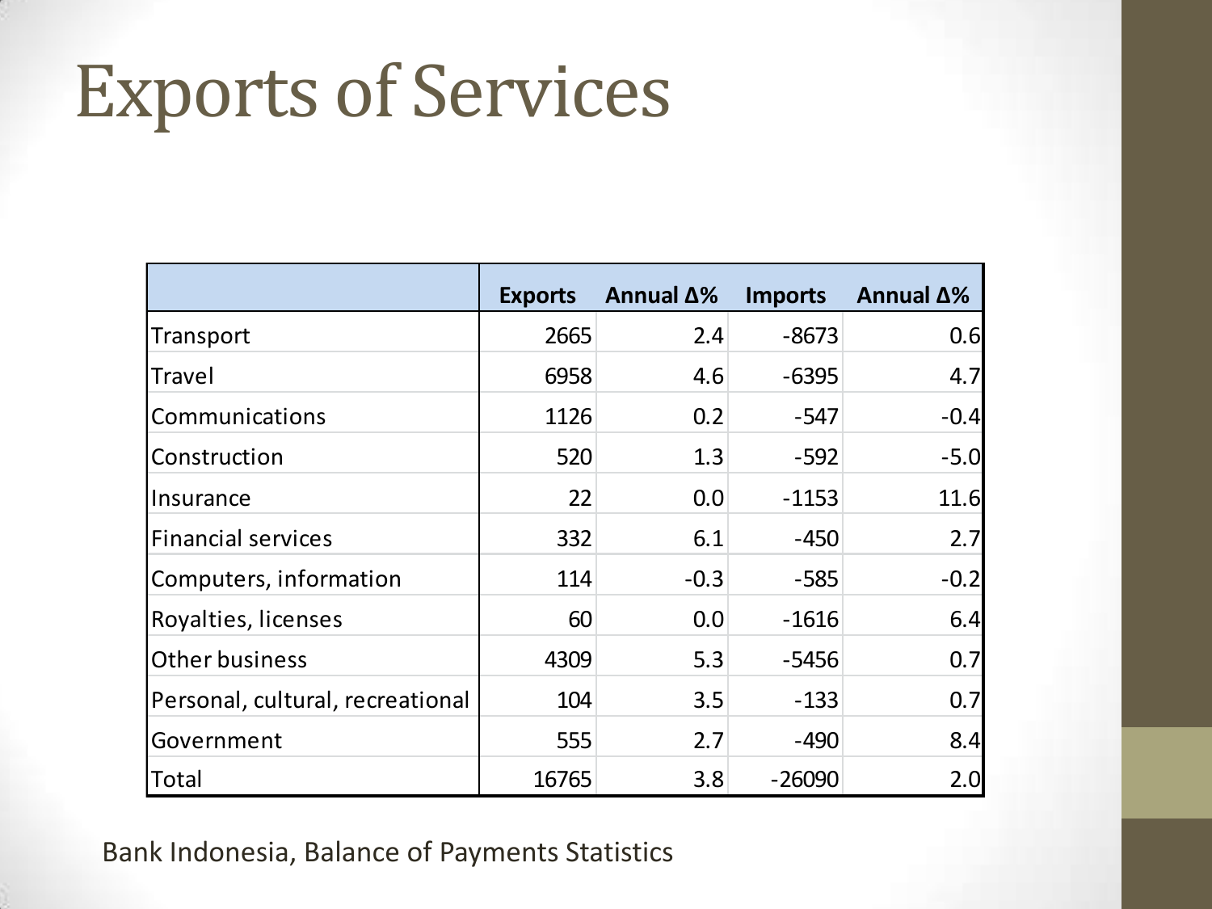# Exports of Services

| | Exports | Annual Δ% | Imports | Annual Δ% |
|---|---|---|---|---|
| Transport | 2665 | 2.4 | -8673 | 0.6 |
| Travel | 6958 | 4.6 | -6395 | 4.7 |
| Communications | 1126 | 0.2 | -547 | -0.4 |
| Construction | 520 | 1.3 | -592 | -5.0 |
| Insurance | 22 | 0.0 | -1153 | 11.6 |
| Financial services | 332 | 6.1 | -450 | 2.7 |
| Computers, information | 114 | -0.3 | -585 | -0.2 |
| Royalties, licenses | 60 | 0.0 | -1616 | 6.4 |
| Other business | 4309 | 5.3 | -5456 | 0.7 |
| Personal, cultural, recreational | 104 | 3.5 | -133 | 0.7 |
| Government | 555 | 2.7 | -490 | 8.4 |
| Total | 16765 | 3.8 | -26090 | 2.0 |

Bank Indonesia, Balance of Payments Statistics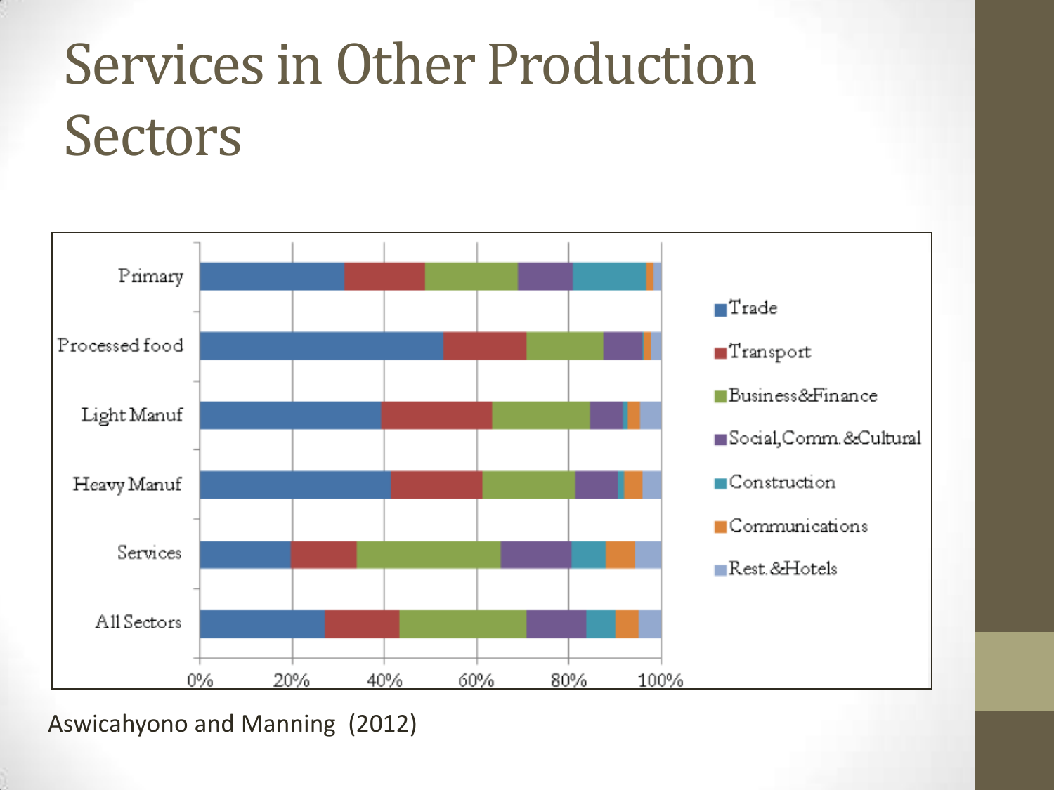# Services in Other Production Sectors

Primary

Processed food

Light Manuf

Heavy Manuf

Services

All Sectors

0% 20% 40% 60% 80% 100%

Trade

Transport

Business&Finance

Social,Comm.&Cultural

Construction

Communications

Rest.&Hotels

Aswicahyono and Manning (2012)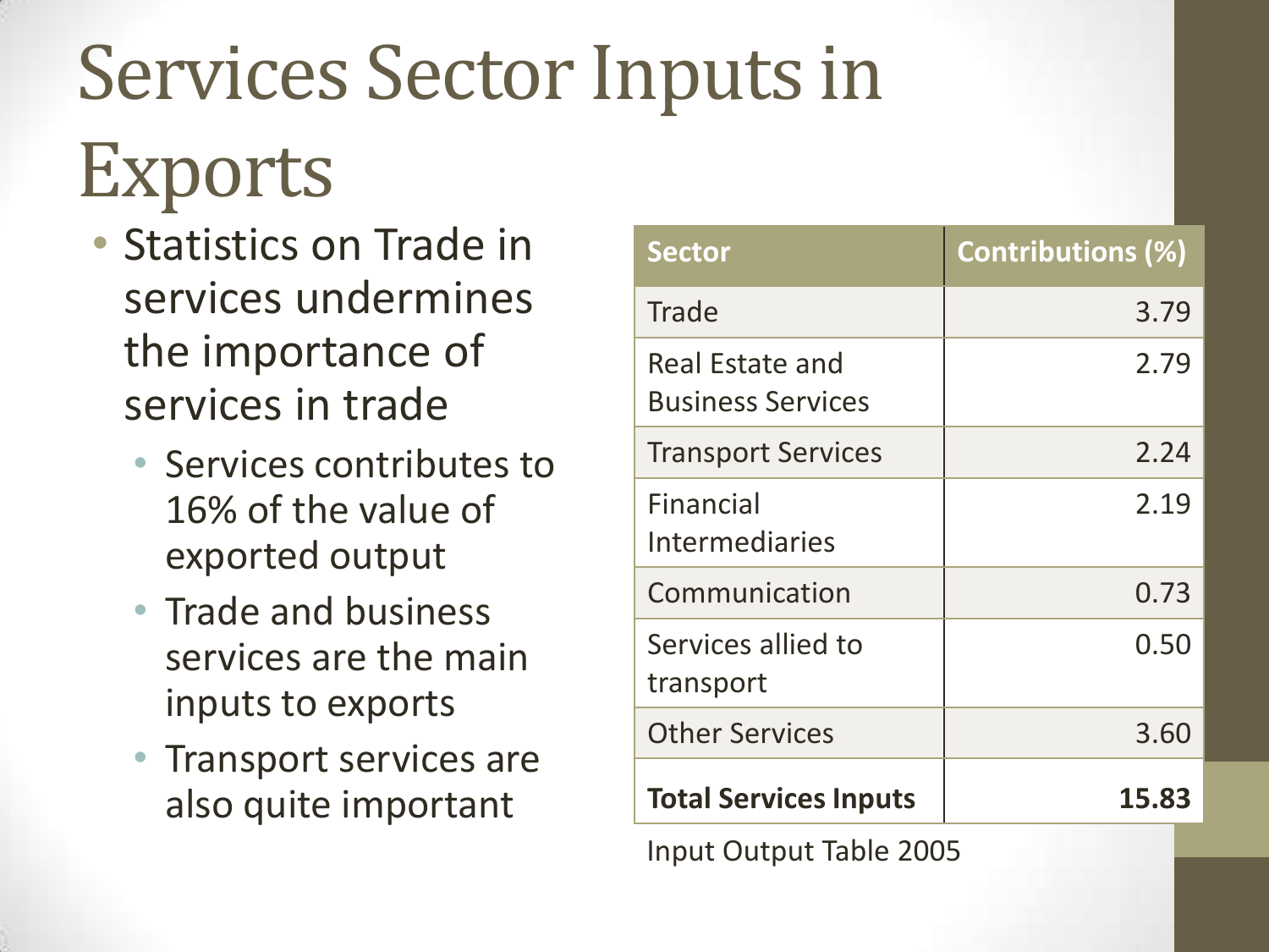# Services Sector Inputs in Exports

- Statistics on Trade in services undermines the importance of services in trade
  - Services contributes to 16% of the value of exported output
  - Trade and business services are the main inputs to exports
  - Transport services are also quite important

| Sector | Contributions (%) |
|---|---|
| Trade | 3.79 |
| Real Estate and Business Services | 2.79 |
| Transport Services | 2.24 |
| Financial Intermediaries | 2.19 |
| Communication | 0.73 |
| Services allied to transport | 0.50 |
| Other Services | 3.60 |
| **Total Services Inputs** | **15.83** |

Input Output Table 2005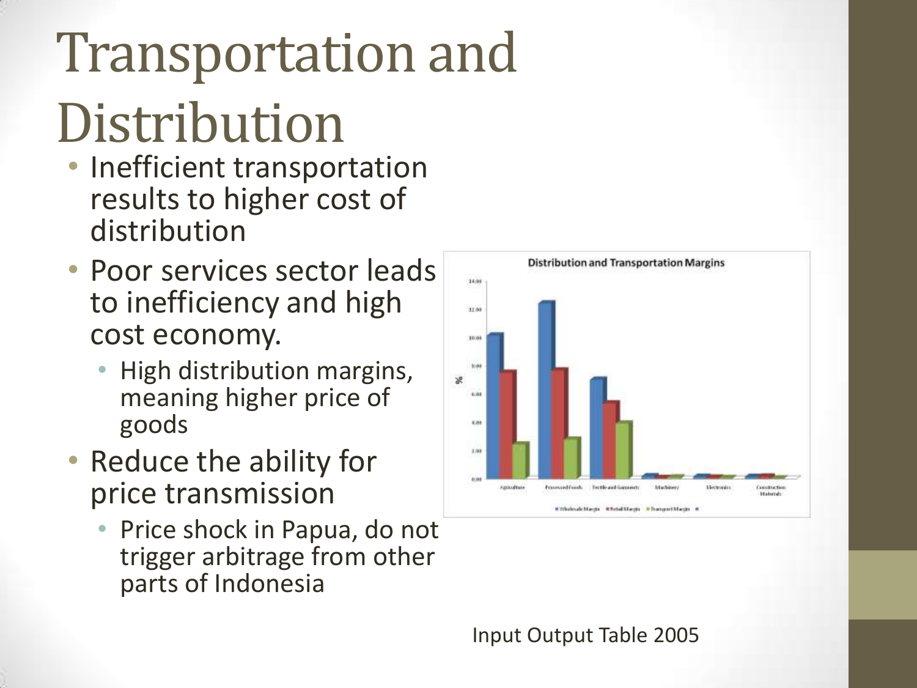# Transportation and Distribution

- Inefficient transportation results to higher cost of distribution
- Poor services sector leads to inefficiency and high cost economy.
  - High distribution margins, meaning higher price of goods
- Reduce the ability for price transmission
  - Price shock in Papua, do not trigger arbitrage from other parts of Indonesia

Input Output Table 2005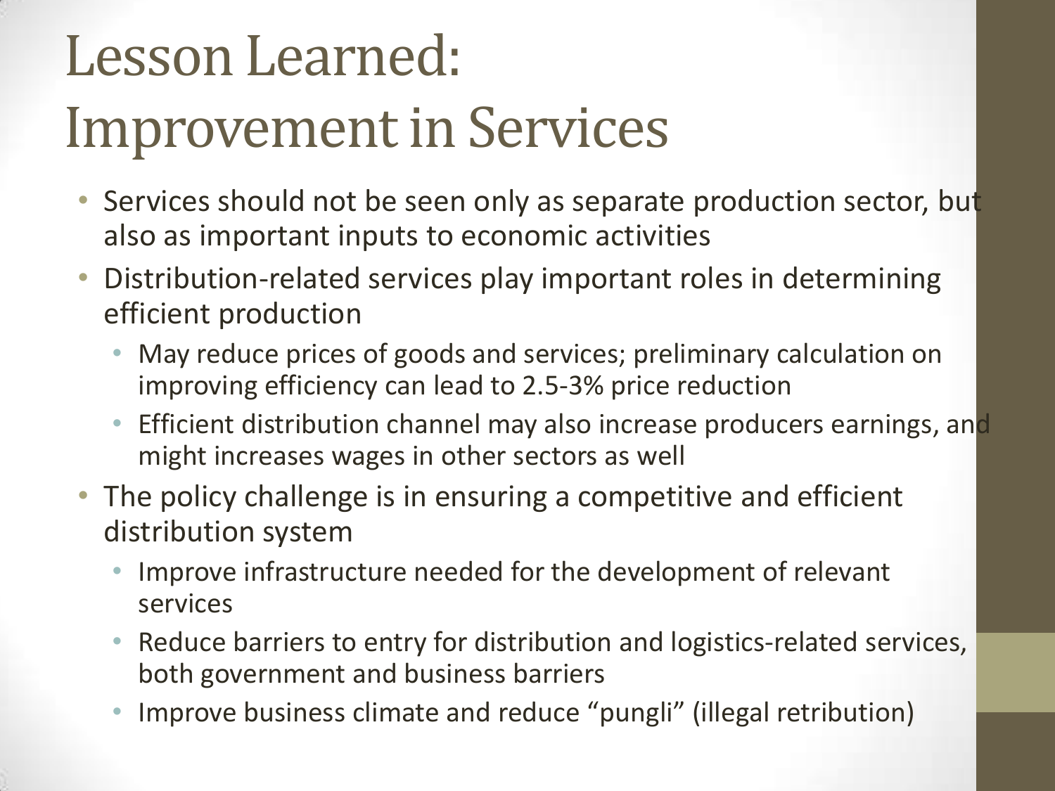# Lesson Learned: Improvement in Services

- Services should not be seen only as separate production sector, but also as important inputs to economic activities
- Distribution-related services play important roles in determining efficient production
  - May reduce prices of goods and services; preliminary calculation on improving efficiency can lead to 2.5-3% price reduction
  - Efficient distribution channel may also increase producers earnings, and might increases wages in other sectors as well
- The policy challenge is in ensuring a competitive and efficient distribution system
  - Improve infrastructure needed for the development of relevant services
  - Reduce barriers to entry for distribution and logistics-related services, both government and business barriers
  - Improve business climate and reduce "pungli" (illegal retribution)